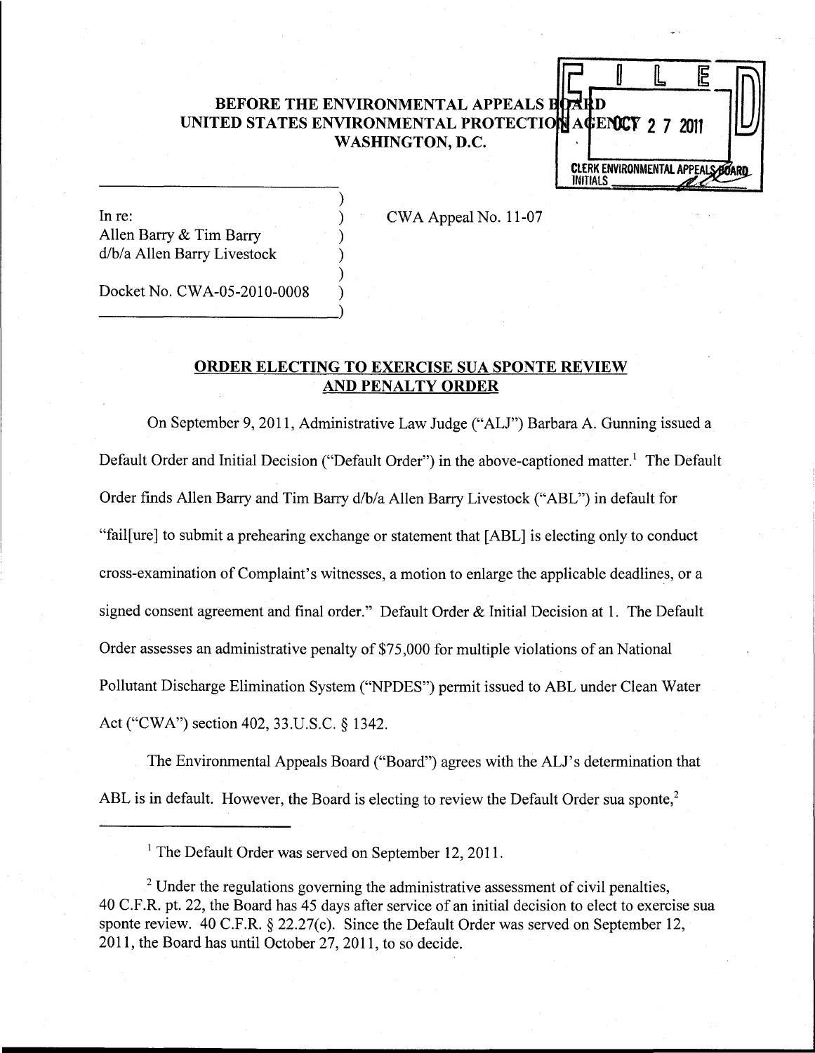BEFORE THE ENVIRONMENTAL APPEALS BOARD
UNITED STATES ENVIRONMENTAL PROTECTION AGENCY
WASHINGTON, D.C.

FILED
OCT 27 2011
CLERK ENVIRONMENTAL APPEALS BOARD
INITIALS

In re:
Allen Barry & Tim Barry
d/b/a Allen Barry Livestock

Docket No. CWA-05-2010-0008

CWA Appeal No. 11-07

## ORDER ELECTING TO EXERCISE SUA SPONTE REVIEW AND PENALTY ORDER

On September 9, 2011, Administrative Law Judge ("ALJ") Barbara A. Gunning issued a Default Order and Initial Decision ("Default Order") in the above-captioned matter.[1] The Default Order finds Allen Barry and Tim Barry d/b/a Allen Barry Livestock ("ABL") in default for "fail[ure] to submit a prehearing exchange or statement that [ABL] is electing only to conduct cross-examination of Complaint's witnesses, a motion to enlarge the applicable deadlines, or a signed consent agreement and final order." Default Order & Initial Decision at 1. The Default Order assesses an administrative penalty of $75,000 for multiple violations of an National Pollutant Discharge Elimination System ("NPDES") permit issued to ABL under Clean Water Act ("CWA") section 402, 33.U.S.C. § 1342.

The Environmental Appeals Board ("Board") agrees with the ALJ's determination that ABL is in default. However, the Board is electing to review the Default Order sua sponte,[2]

[1] The Default Order was served on September 12, 2011.

[2] Under the regulations governing the administrative assessment of civil penalties, 40 C.F.R. pt. 22, the Board has 45 days after service of an initial decision to elect to exercise sua sponte review. 40 C.F.R. § 22.27(c). Since the Default Order was served on September 12, 2011, the Board has until October 27, 2011, to so decide.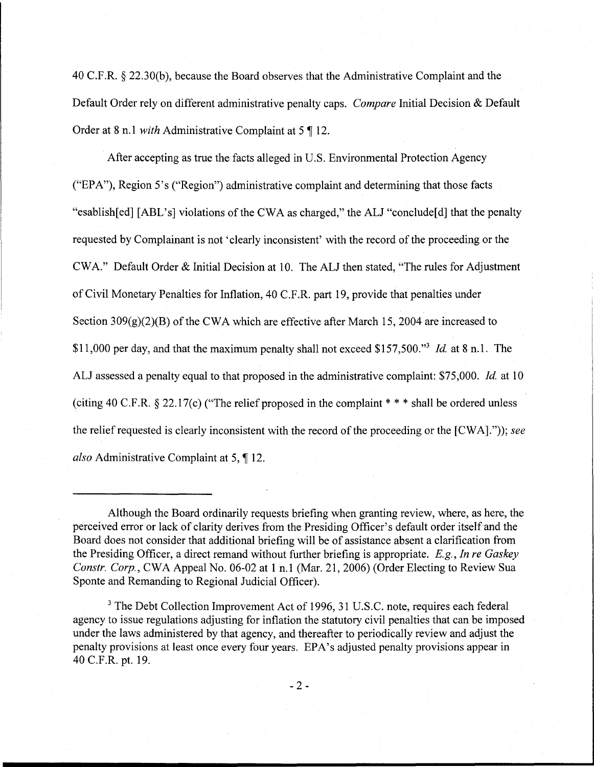40 C.F.R. § 22.30(b), because the Board observes that the Administrative Complaint and the Default Order rely on different administrative penalty caps. *Compare* Initial Decision & Default Order at 8 n.1 *with* Administrative Complaint at 5 ¶ 12.

After accepting as true the facts alleged in U.S. Environmental Protection Agency ("EPA"), Region 5's ("Region") administrative complaint and determining that those facts "esablish[ed] [ABL's] violations of the CWA as charged," the ALJ "conclude[d] that the penalty requested by Complainant is not 'clearly inconsistent' with the record of the proceeding or the CWA." Default Order & Initial Decision at 10. The ALJ then stated, "The rules for Adjustment of Civil Monetary Penalties for Inflation, 40 C.F.R. part 19, provide that penalties under Section 309(g)(2)(B) of the CWA which are effective after March 15, 2004 are increased to $11,000 per day, and that the maximum penalty shall not exceed $157,500."[3] *Id.* at 8 n.1. The ALJ assessed a penalty equal to that proposed in the administrative complaint: $75,000. *Id.* at 10 (citing 40 C.F.R. § 22.17(c) ("The relief proposed in the complaint * * * shall be ordered unless the relief requested is clearly inconsistent with the record of the proceeding or the [CWA]."')); *see also* Administrative Complaint at 5, ¶ 12.

---

Although the Board ordinarily requests briefing when granting review, where, as here, the perceived error or lack of clarity derives from the Presiding Officer's default order itself and the Board does not consider that additional briefing will be of assistance absent a clarification from the Presiding Officer, a direct remand without further briefing is appropriate. *E.g.*, *In re Gaskey Constr. Corp.*, CWA Appeal No. 06-02 at 1 n.1 (Mar. 21, 2006) (Order Electing to Review Sua Sponte and Remanding to Regional Judicial Officer).

[3] The Debt Collection Improvement Act of 1996, 31 U.S.C. note, requires each federal agency to issue regulations adjusting for inflation the statutory civil penalties that can be imposed under the laws administered by that agency, and thereafter to periodically review and adjust the penalty provisions at least once every four years. EPA's adjusted penalty provisions appear in 40 C.F.R. pt. 19.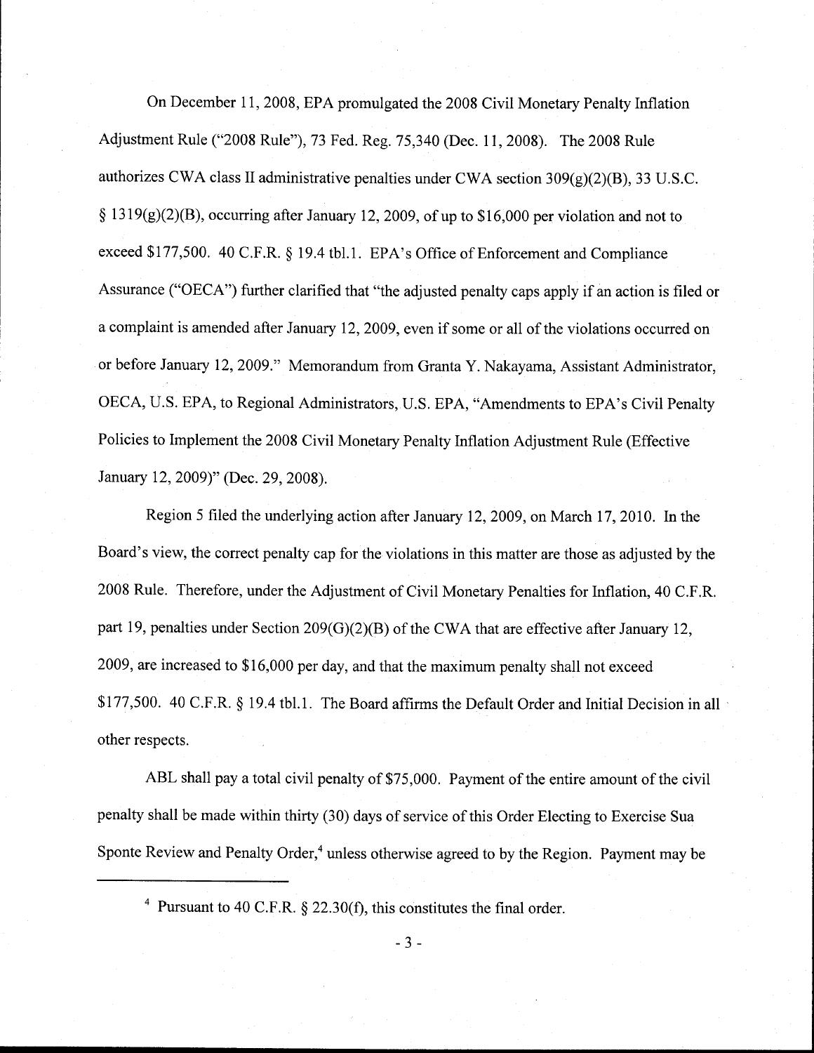On December 11, 2008, EPA promulgated the 2008 Civil Monetary Penalty Inflation Adjustment Rule ("2008 Rule"), 73 Fed. Reg. 75,340 (Dec. 11, 2008). The 2008 Rule authorizes CWA class II administrative penalties under CWA section 309(g)(2)(B), 33 U.S.C. § 1319(g)(2)(B), occurring after January 12, 2009, of up to $16,000 per violation and not to exceed $177,500. 40 C.F.R. § 19.4 tbl.1. EPA's Office of Enforcement and Compliance Assurance ("OECA") further clarified that "the adjusted penalty caps apply if an action is filed or a complaint is amended after January 12, 2009, even if some or all of the violations occurred on or before January 12, 2009." Memorandum from Granta Y. Nakayama, Assistant Administrator, OECA, U.S. EPA, to Regional Administrators, U.S. EPA, "Amendments to EPA's Civil Penalty Policies to Implement the 2008 Civil Monetary Penalty Inflation Adjustment Rule (Effective January 12, 2009)" (Dec. 29, 2008).

Region 5 filed the underlying action after January 12, 2009, on March 17, 2010. In the Board's view, the correct penalty cap for the violations in this matter are those as adjusted by the 2008 Rule. Therefore, under the Adjustment of Civil Monetary Penalties for Inflation, 40 C.F.R. part 19, penalties under Section 209(G)(2)(B) of the CWA that are effective after January 12, 2009, are increased to $16,000 per day, and that the maximum penalty shall not exceed $177,500. 40 C.F.R. § 19.4 tbl.1. The Board affirms the Default Order and Initial Decision in all other respects.

ABL shall pay a total civil penalty of $75,000. Payment of the entire amount of the civil penalty shall be made within thirty (30) days of service of this Order Electing to Exercise Sua Sponte Review and Penalty Order,[4] unless otherwise agreed to by the Region. Payment may be

---

[4] Pursuant to 40 C.F.R. § 22.30(f), this constitutes the final order.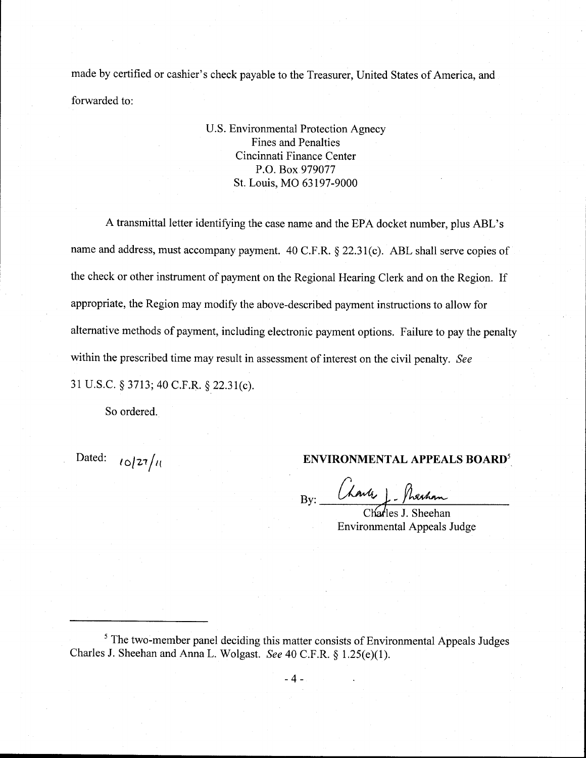made by certified or cashier's check payable to the Treasurer, United States of America, and forwarded to:

U.S. Environmental Protection Agnecy
Fines and Penalties
Cincinnati Finance Center
P.O. Box 979077
St. Louis, MO 63197-9000

A transmittal letter identifying the case name and the EPA docket number, plus ABL's name and address, must accompany payment. 40 C.F.R. § 22.31(c). ABL shall serve copies of the check or other instrument of payment on the Regional Hearing Clerk and on the Region. If appropriate, the Region may modify the above-described payment instructions to allow for alternative methods of payment, including electronic payment options. Failure to pay the penalty within the prescribed time may result in assessment of interest on the civil penalty. *See* 31 U.S.C. § 3713; 40 C.F.R. § 22.31(c).

So ordered.

Dated: 10/27/11

**ENVIRONMENTAL APPEALS BOARD**[5]

By: Charles J. Sheehan

Charles J. Sheehan
Environmental Appeals Judge

---

[5] The two-member panel deciding this matter consists of Environmental Appeals Judges Charles J. Sheehan and Anna L. Wolgast. *See* 40 C.F.R. § 1.25(e)(1).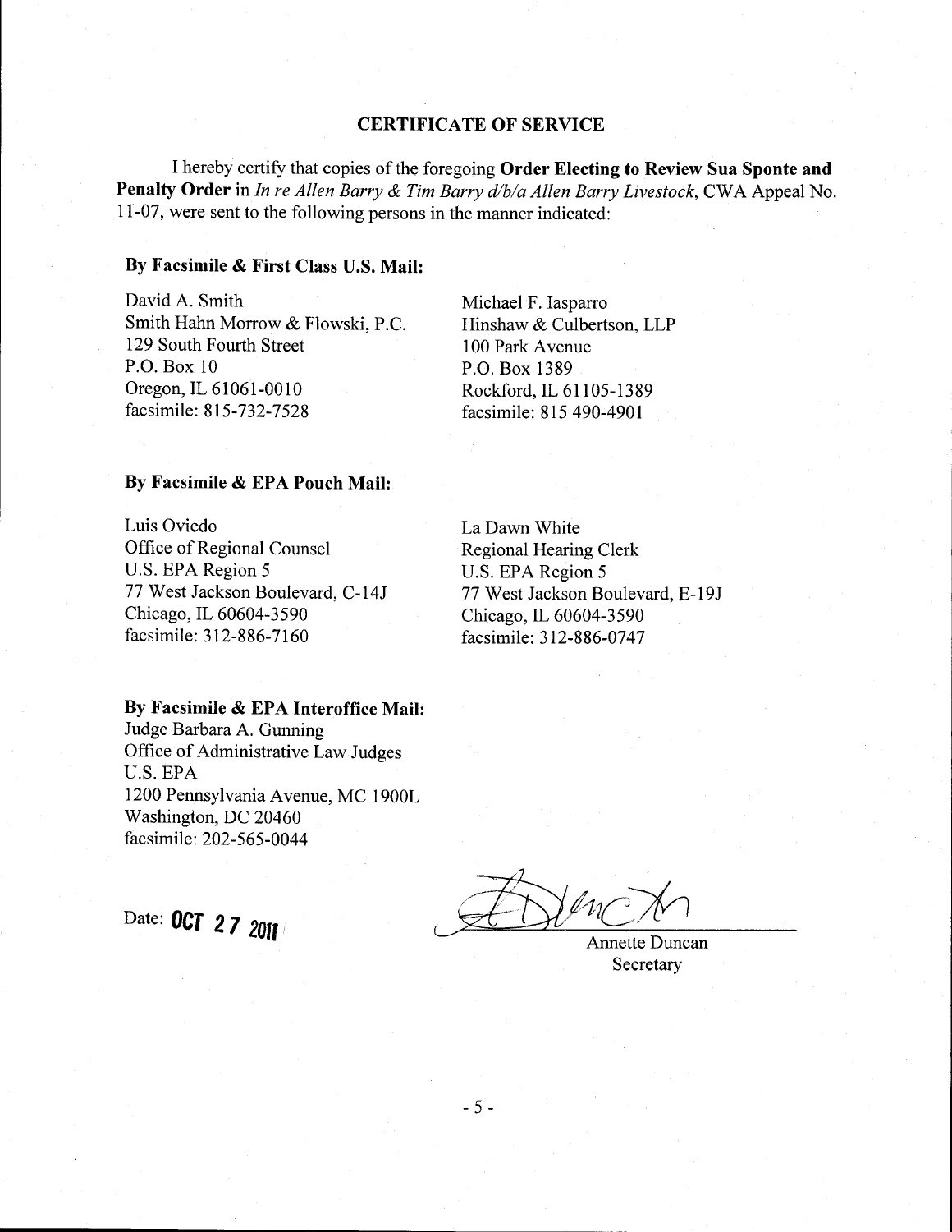## CERTIFICATE OF SERVICE

I hereby certify that copies of the foregoing **Order Electing to Review Sua Sponte and Penalty Order** in *In re Allen Barry & Tim Barry d/b/a Allen Barry Livestock*, CWA Appeal No. 11-07, were sent to the following persons in the manner indicated:

**By Facsimile & First Class U.S. Mail:**

David A. Smith
Smith Hahn Morrow & Flowski, P.C.
129 South Fourth Street
P.O. Box 10
Oregon, IL 61061-0010
facsimile: 815-732-7528

Michael F. Iasparro
Hinshaw & Culbertson, LLP
100 Park Avenue
P.O. Box 1389
Rockford, IL 61105-1389
facsimile: 815 490-4901

**By Facsimile & EPA Pouch Mail:**

Luis Oviedo
Office of Regional Counsel
U.S. EPA Region 5
77 West Jackson Boulevard, C-14J
Chicago, IL 60604-3590
facsimile: 312-886-7160

La Dawn White
Regional Hearing Clerk
U.S. EPA Region 5
77 West Jackson Boulevard, E-19J
Chicago, IL 60604-3590
facsimile: 312-886-0747

**By Facsimile & EPA Interoffice Mail:**
Judge Barbara A. Gunning
Office of Administrative Law Judges
U.S. EPA
1200 Pennsylvania Avenue, MC 1900L
Washington, DC 20460
facsimile: 202-565-0044

Date: **OCT 27 2011**

Annette Duncan
Secretary